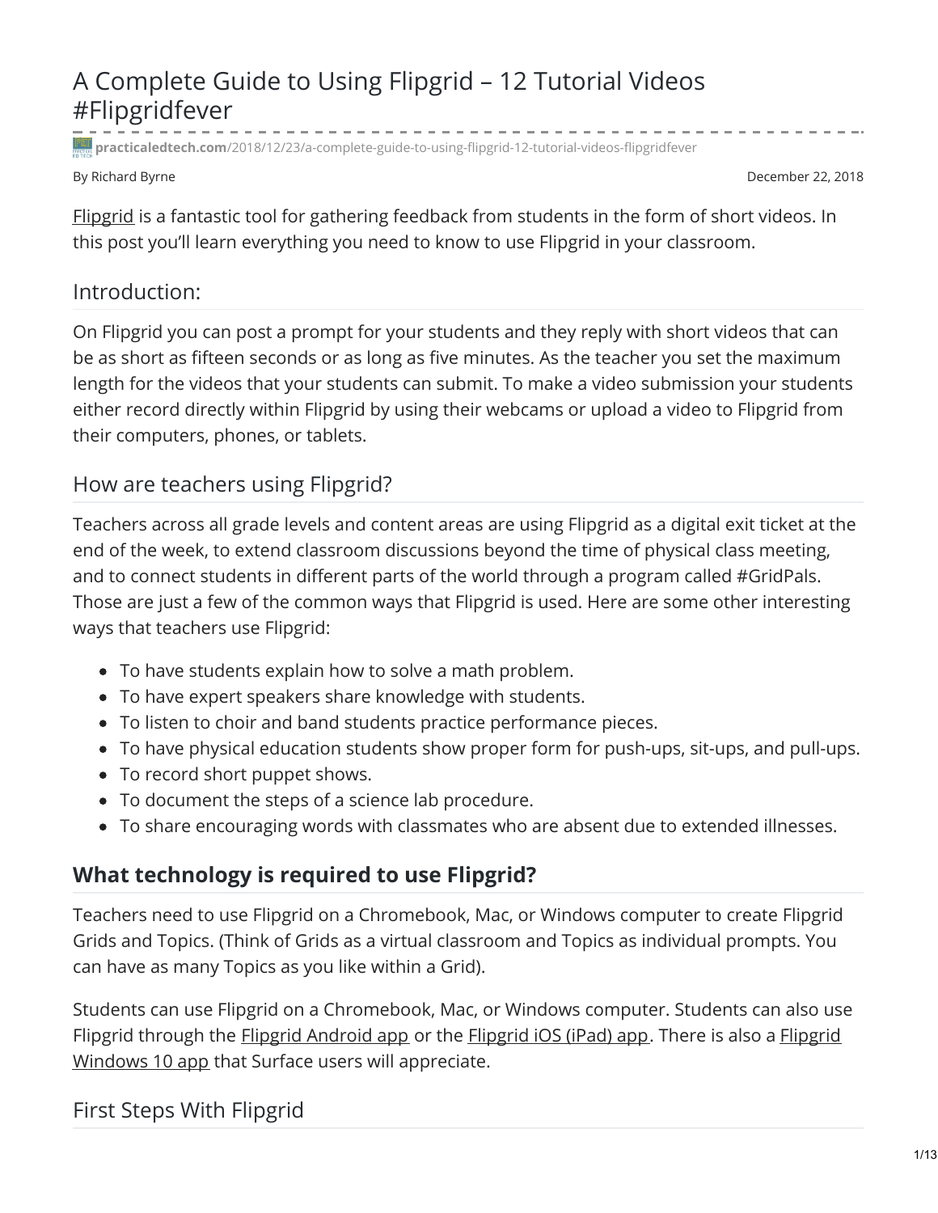# A Complete Guide to Using Flipgrid – 12 Tutorial Videos #Flipgridfever

**practicaledtech.com**/2018/12/23/a-complete-guide-to-using-flipgrid-12-tutorial-videos-flipgridfever

By Richard Byrne

December 22, 2018

Flipgrid is a fantastic tool for gathering feedback from students in the form of short videos. In this post you'll learn everything you need to know to use Flipgrid in your classroom.

## Introduction:

On Flipgrid you can post a prompt for your students and they reply with short videos that can be as short as fifteen seconds or as long as five minutes. As the teacher you set the maximum length for the videos that your students can submit. To make a video submission your students either record directly within Flipgrid by using their webcams or upload a video to Flipgrid from their computers, phones, or tablets.

## How are teachers using Flipgrid?

Teachers across all grade levels and content areas are using Flipgrid as a digital exit ticket at the end of the week, to extend classroom discussions beyond the time of physical class meeting, and to connect students in different parts of the world through a program called #GridPals. Those are just a few of the common ways that Flipgrid is used. Here are some other interesting ways that teachers use Flipgrid:

- To have students explain how to solve a math problem.
- To have expert speakers share knowledge with students.
- To listen to choir and band students practice performance pieces.
- To have physical education students show proper form for push-ups, sit-ups, and pull-ups.
- To record short puppet shows.
- To document the steps of a science lab procedure.
- To share encouraging words with classmates who are absent due to extended illnesses.

## **What technology is required to use Flipgrid?**

Teachers need to use Flipgrid on a Chromebook, Mac, or Windows computer to create Flipgrid Grids and Topics. (Think of Grids as a virtual classroom and Topics as individual prompts. You can have as many Topics as you like within a Grid).

Students can use Flipgrid on a Chromebook, Mac, or Windows computer. Students can also use Flipgrid through the Flipgrid Android app or the Flipgrid iOS (iPad) app. There is also a Flipgrid Windows 10 app that Surface users will appreciate.

## First Steps With Flipgrid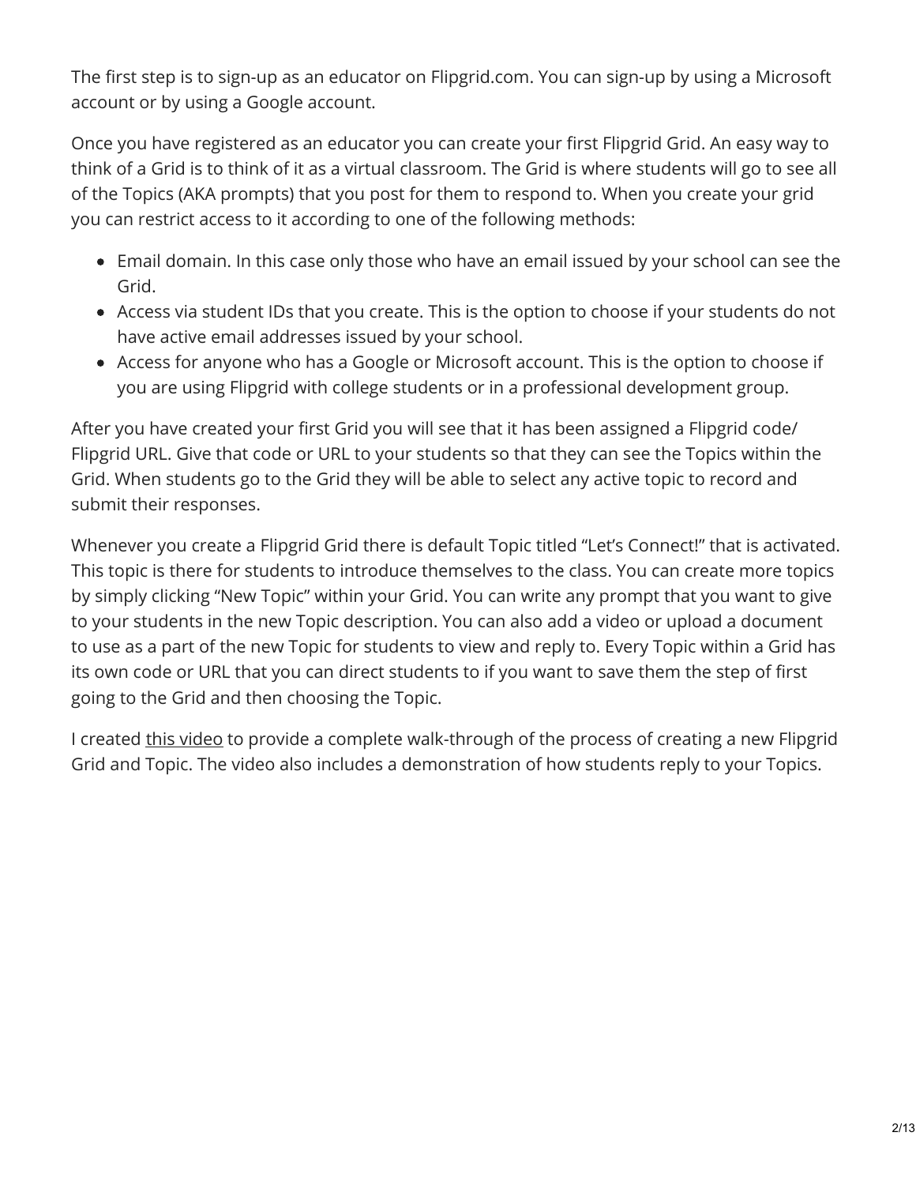The first step is to sign-up as an educator on Flipgrid.com. You can sign-up by using a Microsoft account or by using a Google account.

Once you have registered as an educator you can create your first Flipgrid Grid. An easy way to think of a Grid is to think of it as a virtual classroom. The Grid is where students will go to see all of the Topics (AKA prompts) that you post for them to respond to. When you create your grid you can restrict access to it according to one of the following methods:

- Email domain. In this case only those who have an email issued by your school can see the Grid.
- Access via student IDs that you create. This is the option to choose if your students do not have active email addresses issued by your school.
- Access for anyone who has a Google or Microsoft account. This is the option to choose if you are using Flipgrid with college students or in a professional development group.

After you have created your first Grid you will see that it has been assigned a Flipgrid code/ Flipgrid URL. Give that code or URL to your students so that they can see the Topics within the Grid. When students go to the Grid they will be able to select any active topic to record and submit their responses.

Whenever you create a Flipgrid Grid there is default Topic titled "Let's Connect!" that is activated. This topic is there for students to introduce themselves to the class. You can create more topics by simply clicking "New Topic" within your Grid. You can write any prompt that you want to give to your students in the new Topic description. You can also add a video or upload a document to use as a part of the new Topic for students to view and reply to. Every Topic within a Grid has its own code or URL that you can direct students to if you want to save them the step of first going to the Grid and then choosing the Topic.

I created this video to provide a complete walk-through of the process of creating a new Flipgrid Grid and Topic. The video also includes a demonstration of how students reply to your Topics.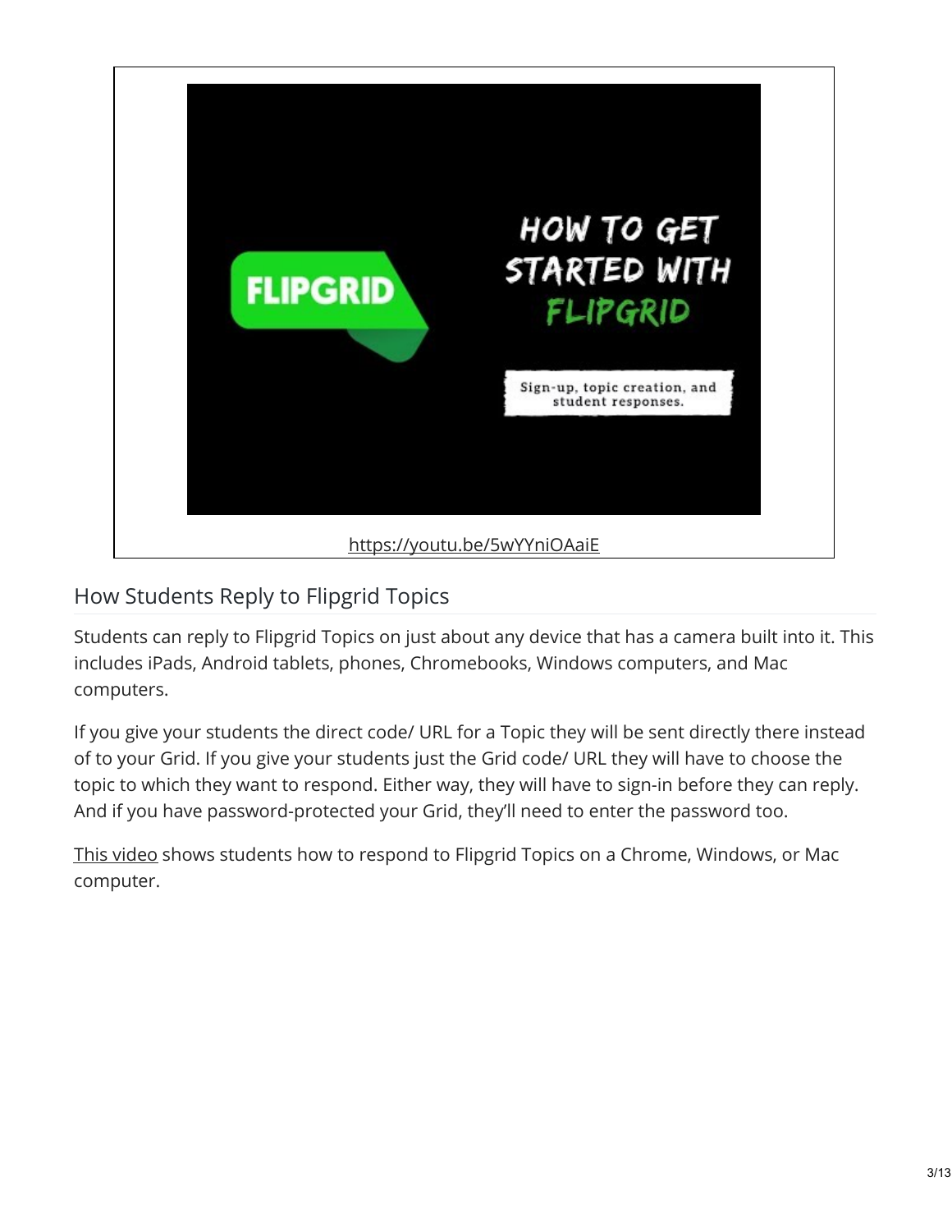https://youtu.be/5wYYniOAaiE

## How Students Reply to Flipgrid Topics

Students can reply to Flipgrid Topics on just about any device that has a camera built into it. This includes iPads, Android tablets, phones, Chromebooks, Windows computers, and Mac computers.

If you give your students the direct code/ URL for a Topic they will be sent directly there instead of to your Grid. If you give your students just the Grid code/ URL they will have to choose the topic to which they want to respond. Either way, they will have to sign-in before they can reply. And if you have password-protected your Grid, they'll need to enter the password too.

This video shows students how to respond to Flipgrid Topics on a Chrome, Windows, or Mac computer.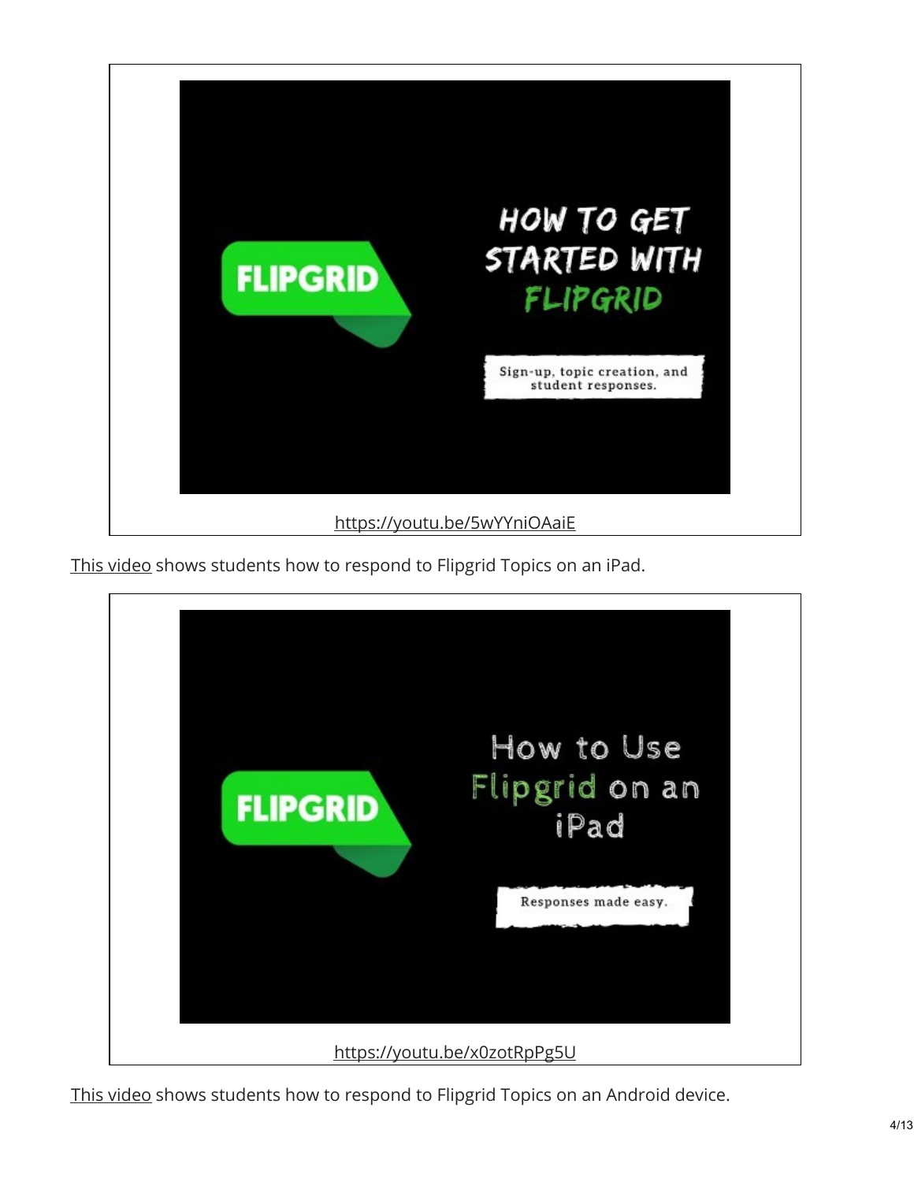https://youtu.be/5wYYniOAaiE

This video shows students how to respond to Flipgrid Topics on an iPad.

https://youtu.be/x0zotRpPg5U

This video shows students how to respond to Flipgrid Topics on an Android device.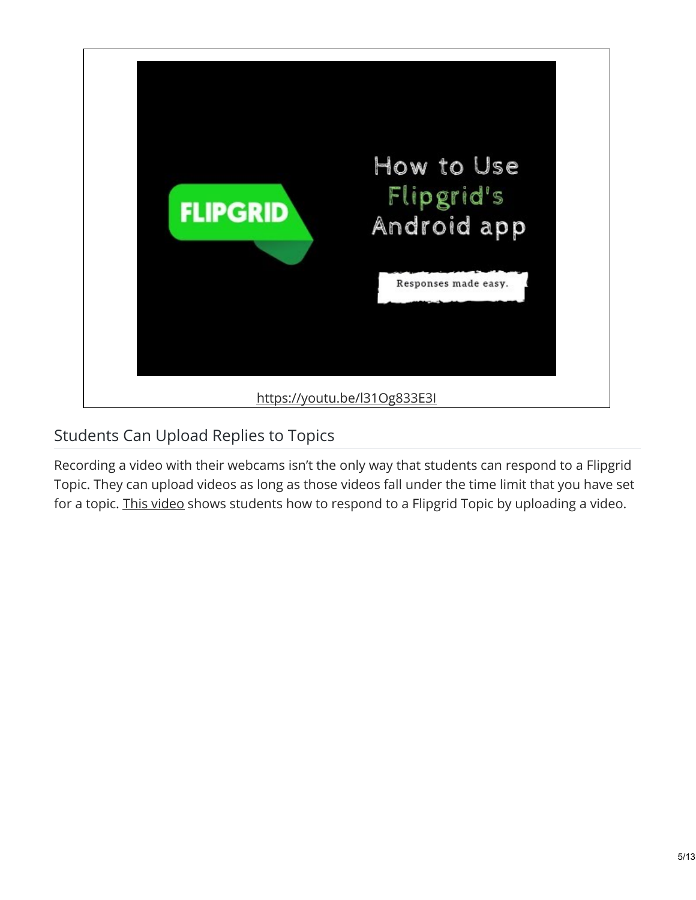https://youtu.be/l31Og833E3I

## Students Can Upload Replies to Topics

Recording a video with their webcams isn't the only way that students can respond to a Flipgrid Topic. They can upload videos as long as those videos fall under the time limit that you have set for a topic. This video shows students how to respond to a Flipgrid Topic by uploading a video.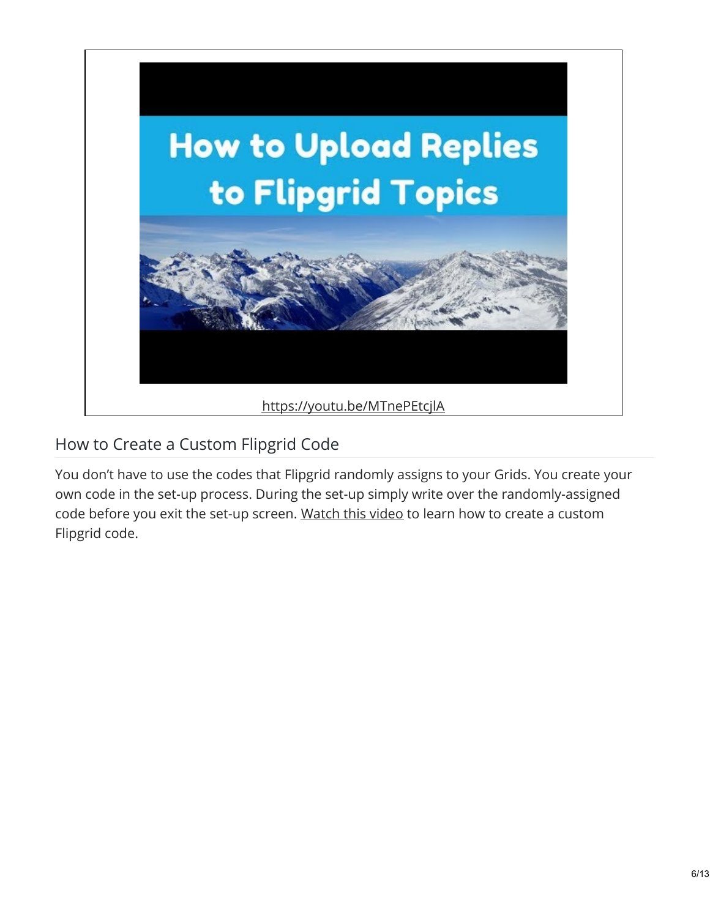https://youtu.be/MTnePEtcjlA

## How to Create a Custom Flipgrid Code

You don't have to use the codes that Flipgrid randomly assigns to your Grids. You create your own code in the set-up process. During the set-up simply write over the randomly-assigned code before you exit the set-up screen. Watch this video to learn how to create a custom Flipgrid code.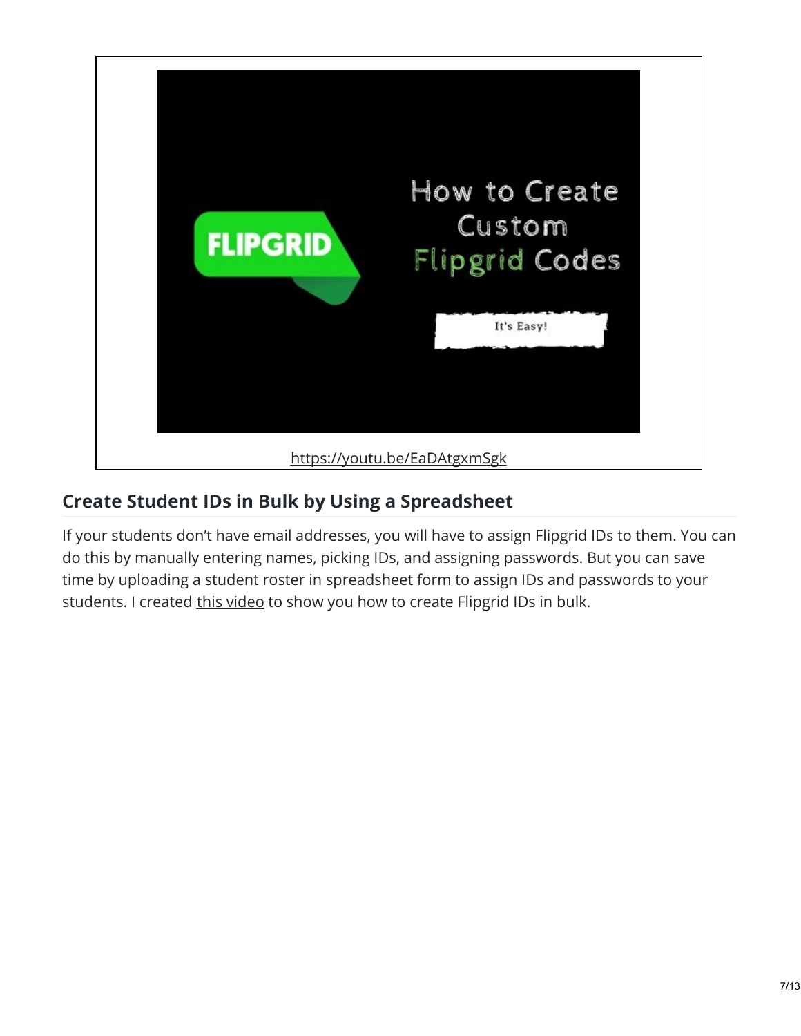https://youtu.be/EaDAtgxmSgk

## Create Student IDs in Bulk by Using a Spreadsheet

If your students don't have email addresses, you will have to assign Flipgrid IDs to them. You can do this by manually entering names, picking IDs, and assigning passwords. But you can save time by uploading a student roster in spreadsheet form to assign IDs and passwords to your students. I created this video to show you how to create Flipgrid IDs in bulk.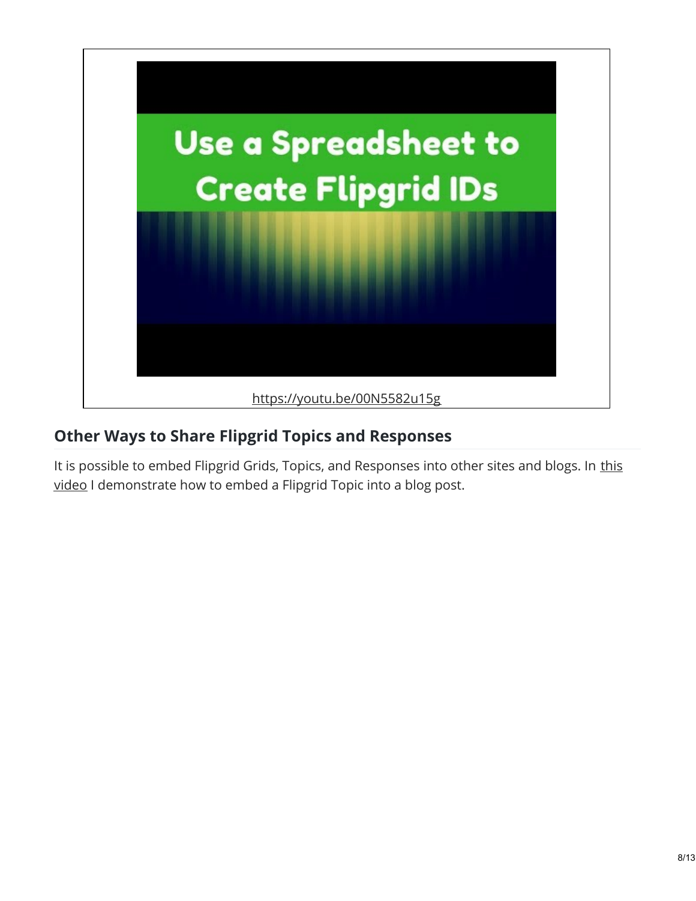https://youtu.be/00N5582u15g

## Other Ways to Share Flipgrid Topics and Responses

It is possible to embed Flipgrid Grids, Topics, and Responses into other sites and blogs. In this video I demonstrate how to embed a Flipgrid Topic into a blog post.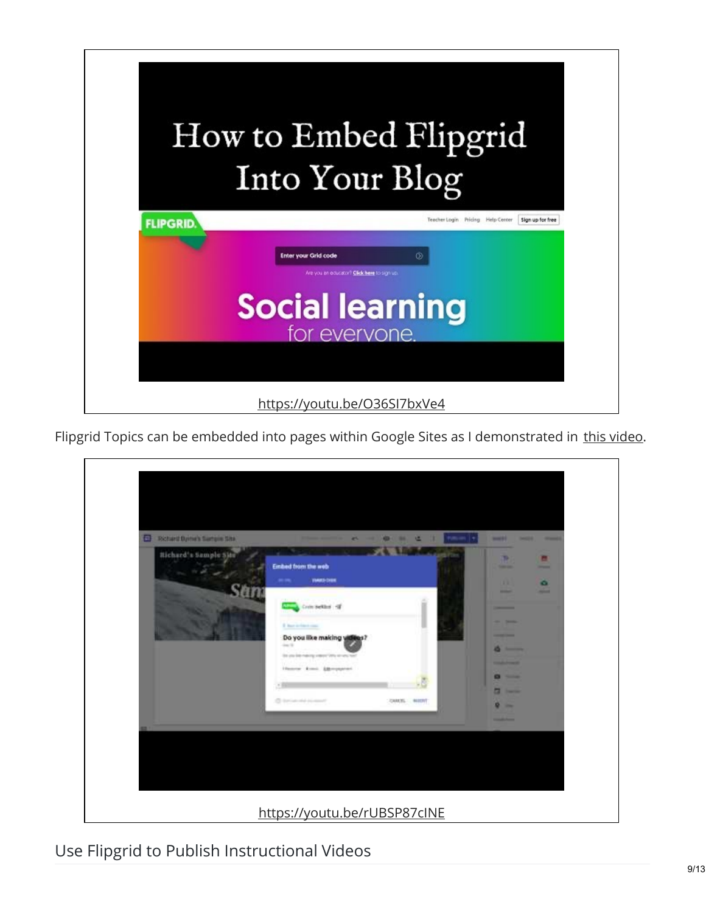https://youtu.be/O36SI7bxVe4

Flipgrid Topics can be embedded into pages within Google Sites as I demonstrated in this video.

https://youtu.be/rUBSP87cINE

## Use Flipgrid to Publish Instructional Videos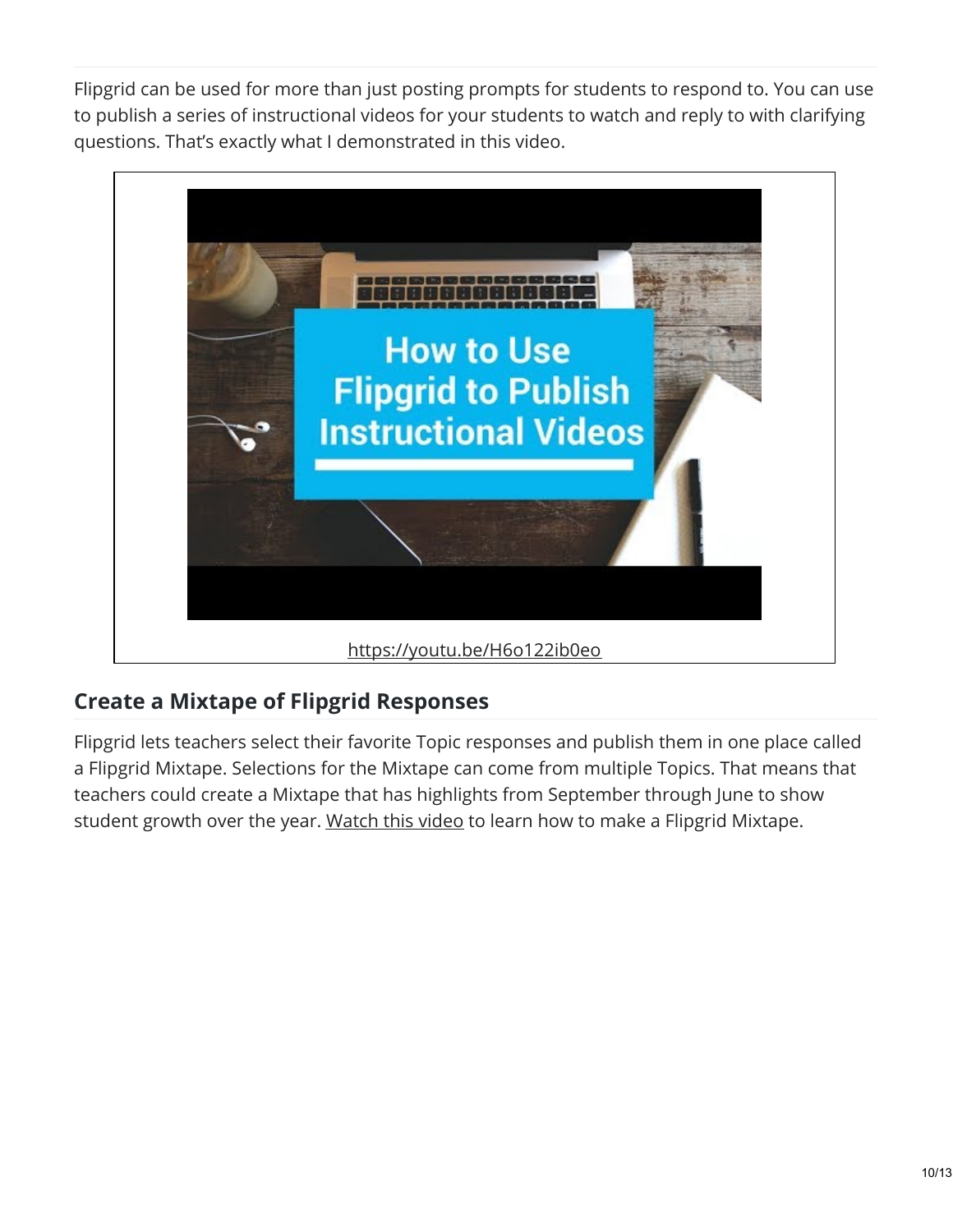Flipgrid can be used for more than just posting prompts for students to respond to. You can use to publish a series of instructional videos for your students to watch and reply to with clarifying questions. That's exactly what I demonstrated in this video.

https://youtu.be/H6o122ib0eo

## Create a Mixtape of Flipgrid Responses

Flipgrid lets teachers select their favorite Topic responses and publish them in one place called a Flipgrid Mixtape. Selections for the Mixtape can come from multiple Topics. That means that teachers could create a Mixtape that has highlights from September through June to show student growth over the year. Watch this video to learn how to make a Flipgrid Mixtape.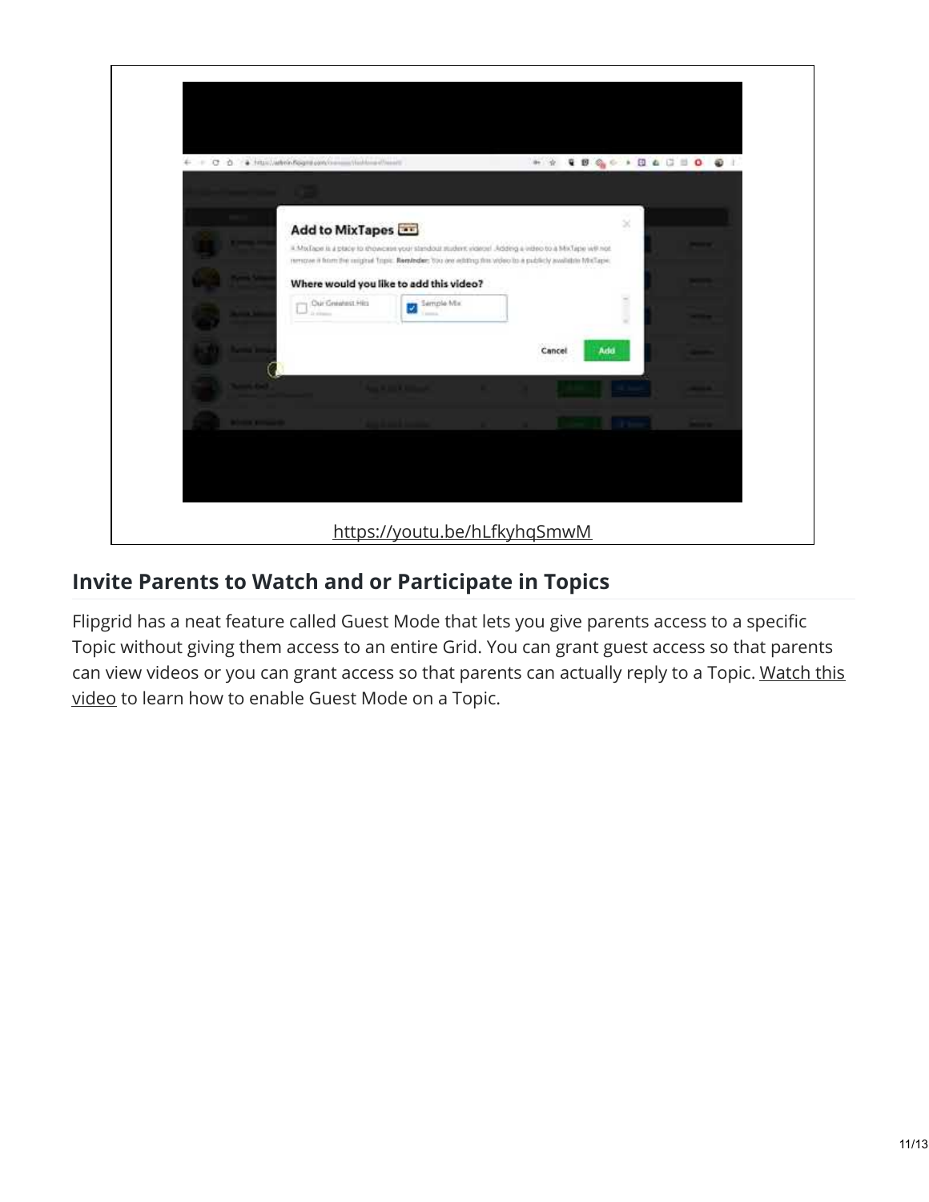https://youtu.be/hLfkyhqSmwM

## Invite Parents to Watch and or Participate in Topics

Flipgrid has a neat feature called Guest Mode that lets you give parents access to a specific Topic without giving them access to an entire Grid. You can grant guest access so that parents can view videos or you can grant access so that parents can actually reply to a Topic. Watch this video to learn how to enable Guest Mode on a Topic.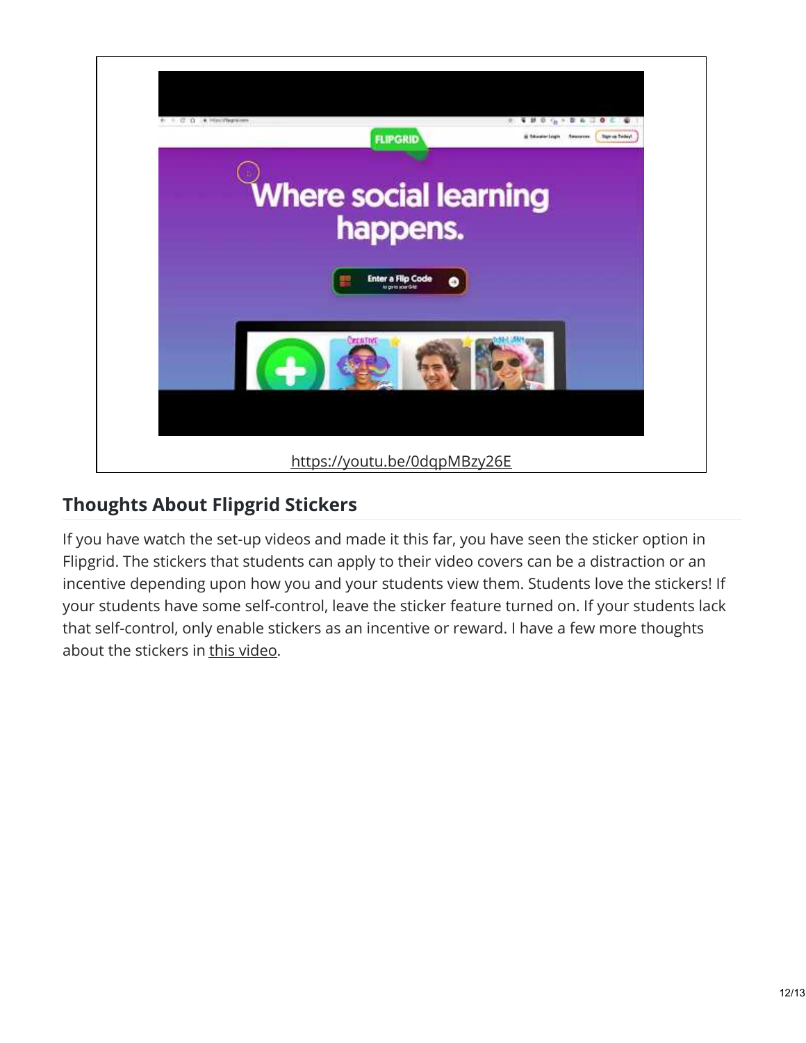https://youtu.be/0dqpMBzy26E

## Thoughts About Flipgrid Stickers

If you have watch the set-up videos and made it this far, you have seen the sticker option in Flipgrid. The stickers that students can apply to their video covers can be a distraction or an incentive depending upon how you and your students view them. Students love the stickers! If your students have some self-control, leave the sticker feature turned on. If your students lack that self-control, only enable stickers as an incentive or reward. I have a few more thoughts about the stickers in this video.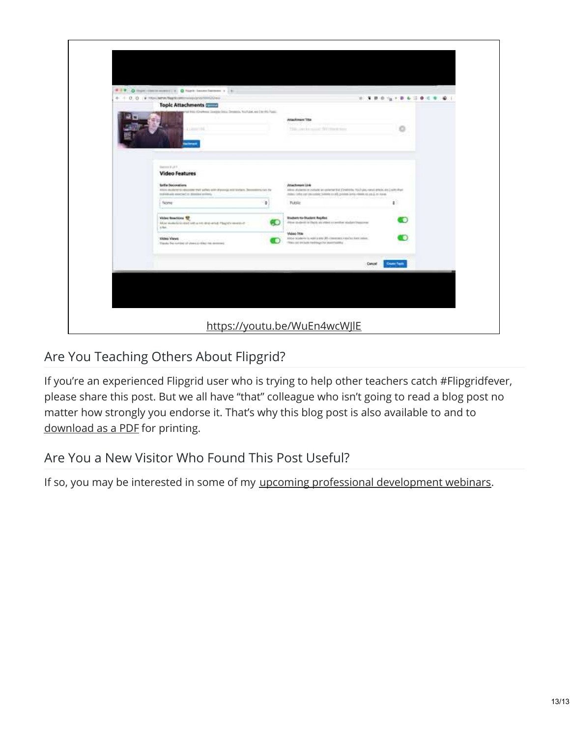https://youtu.be/WuEn4wcWJlE

## Are You Teaching Others About Flipgrid?

If you're an experienced Flipgrid user who is trying to help other teachers catch #Flipgridfever, please share this post. But we all have "that" colleague who isn't going to read a blog post no matter how strongly you endorse it. That's why this blog post is also available to and to download as a PDF for printing.

## Are You a New Visitor Who Found This Post Useful?

If so, you may be interested in some of my upcoming professional development webinars.